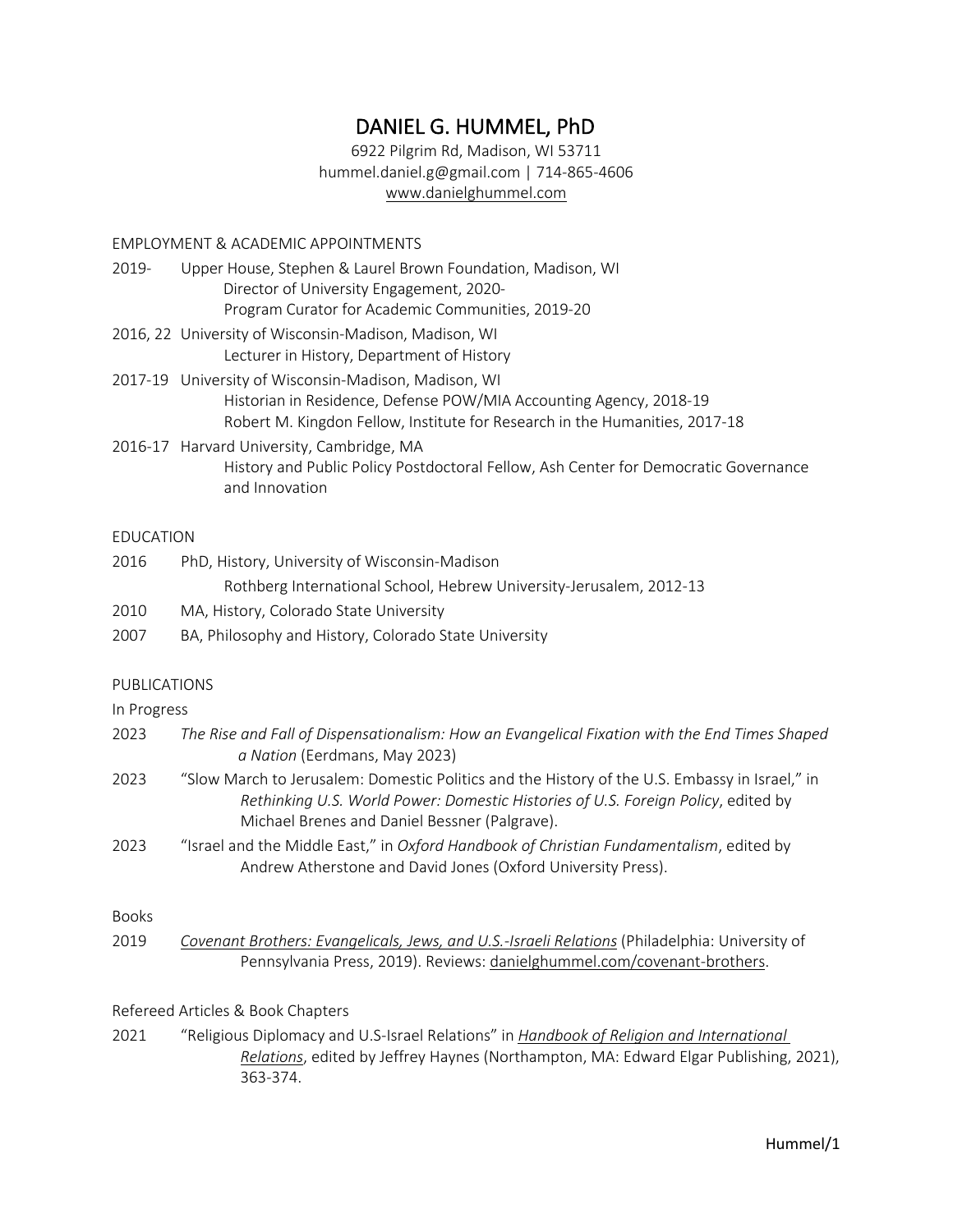# DANIEL G. HUMMEL, PhD

6922 Pilgrim Rd, Madison, WI 53711
hummel.daniel.g@gmail.com | 714-865-4606
www.danielghummel.com

## EMPLOYMENT & ACADEMIC APPOINTMENTS

2019- Upper House, Stephen & Laurel Brown Foundation, Madison, WI
Director of University Engagement, 2020-
Program Curator for Academic Communities, 2019-20

2016, 22 University of Wisconsin-Madison, Madison, WI
Lecturer in History, Department of History

2017-19 University of Wisconsin-Madison, Madison, WI
Historian in Residence, Defense POW/MIA Accounting Agency, 2018-19
Robert M. Kingdon Fellow, Institute for Research in the Humanities, 2017-18

2016-17 Harvard University, Cambridge, MA
History and Public Policy Postdoctoral Fellow, Ash Center for Democratic Governance and Innovation

## EDUCATION

2016 PhD, History, University of Wisconsin-Madison
Rothberg International School, Hebrew University-Jerusalem, 2012-13

2010 MA, History, Colorado State University

2007 BA, Philosophy and History, Colorado State University

## PUBLICATIONS

### In Progress

2023 *The Rise and Fall of Dispensationalism: How an Evangelical Fixation with the End Times Shaped a Nation* (Eerdmans, May 2023)

2023 "Slow March to Jerusalem: Domestic Politics and the History of the U.S. Embassy in Israel," in *Rethinking U.S. World Power: Domestic Histories of U.S. Foreign Policy*, edited by Michael Brenes and Daniel Bessner (Palgrave).

2023 "Israel and the Middle East," in *Oxford Handbook of Christian Fundamentalism*, edited by Andrew Atherstone and David Jones (Oxford University Press).

### Books

2019 *Covenant Brothers: Evangelicals, Jews, and U.S.-Israeli Relations* (Philadelphia: University of Pennsylvania Press, 2019). Reviews: danielghummel.com/covenant-brothers.

### Refereed Articles & Book Chapters

2021 "Religious Diplomacy and U.S-Israel Relations" in *Handbook of Religion and International Relations*, edited by Jeffrey Haynes (Northampton, MA: Edward Elgar Publishing, 2021), 363-374.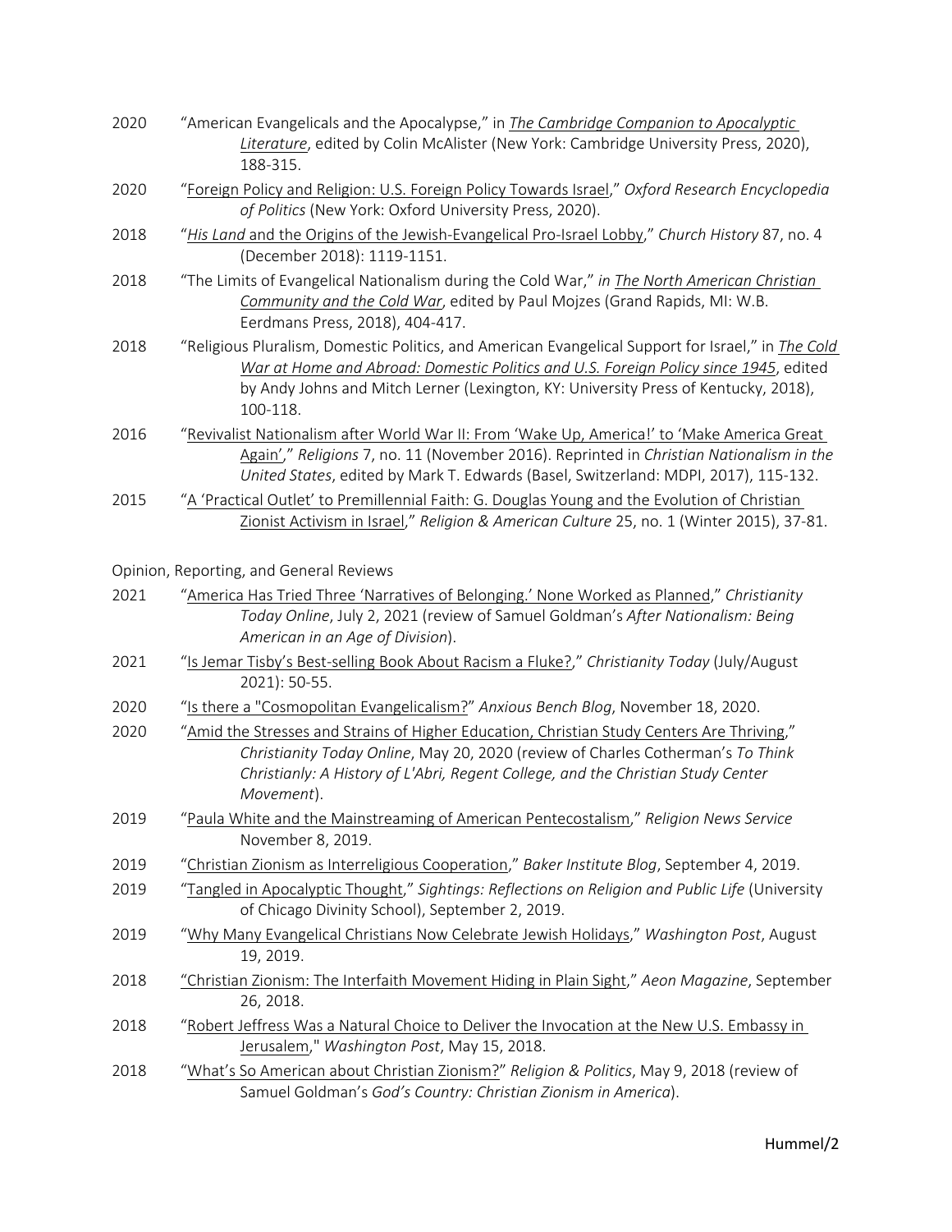2020 "American Evangelicals and the Apocalypse," in *The Cambridge Companion to Apocalyptic Literature*, edited by Colin McAlister (New York: Cambridge University Press, 2020), 188-315.

2020 "Foreign Policy and Religion: U.S. Foreign Policy Towards Israel," *Oxford Research Encyclopedia of Politics* (New York: Oxford University Press, 2020).

2018 "*His Land* and the Origins of the Jewish-Evangelical Pro-Israel Lobby," *Church History* 87, no. 4 (December 2018): 1119-1151.

2018 "The Limits of Evangelical Nationalism during the Cold War," *in The North American Christian Community and the Cold War*, edited by Paul Mojzes (Grand Rapids, MI: W.B. Eerdmans Press, 2018), 404-417.

2018 "Religious Pluralism, Domestic Politics, and American Evangelical Support for Israel," in *The Cold War at Home and Abroad: Domestic Politics and U.S. Foreign Policy since 1945*, edited by Andy Johns and Mitch Lerner (Lexington, KY: University Press of Kentucky, 2018), 100-118.

2016 "Revivalist Nationalism after World War II: From 'Wake Up, America!' to 'Make America Great Again'," *Religions* 7, no. 11 (November 2016). Reprinted in *Christian Nationalism in the United States*, edited by Mark T. Edwards (Basel, Switzerland: MDPI, 2017), 115-132.

2015 "A 'Practical Outlet' to Premillennial Faith: G. Douglas Young and the Evolution of Christian Zionist Activism in Israel," *Religion & American Culture* 25, no. 1 (Winter 2015), 37-81.

Opinion, Reporting, and General Reviews

2021 "America Has Tried Three 'Narratives of Belonging.' None Worked as Planned," *Christianity Today Online*, July 2, 2021 (review of Samuel Goldman's *After Nationalism: Being American in an Age of Division*).

2021 "Is Jemar Tisby's Best-selling Book About Racism a Fluke?," *Christianity Today* (July/August 2021): 50-55.

2020 "Is there a "Cosmopolitan Evangelicalism?" *Anxious Bench Blog*, November 18, 2020.

2020 "Amid the Stresses and Strains of Higher Education, Christian Study Centers Are Thriving," *Christianity Today Online*, May 20, 2020 (review of Charles Cotherman's *To Think Christianly: A History of L'Abri, Regent College, and the Christian Study Center Movement*).

2019 "Paula White and the Mainstreaming of American Pentecostalism," *Religion News Service* November 8, 2019.

2019 "Christian Zionism as Interreligious Cooperation," *Baker Institute Blog*, September 4, 2019.

2019 "Tangled in Apocalyptic Thought," *Sightings: Reflections on Religion and Public Life* (University of Chicago Divinity School), September 2, 2019.

2019 "Why Many Evangelical Christians Now Celebrate Jewish Holidays," *Washington Post*, August 19, 2019.

2018 "Christian Zionism: The Interfaith Movement Hiding in Plain Sight," *Aeon Magazine*, September 26, 2018.

2018 "Robert Jeffress Was a Natural Choice to Deliver the Invocation at the New U.S. Embassy in Jerusalem," *Washington Post*, May 15, 2018.

2018 "What's So American about Christian Zionism?" *Religion & Politics*, May 9, 2018 (review of Samuel Goldman's *God's Country: Christian Zionism in America*).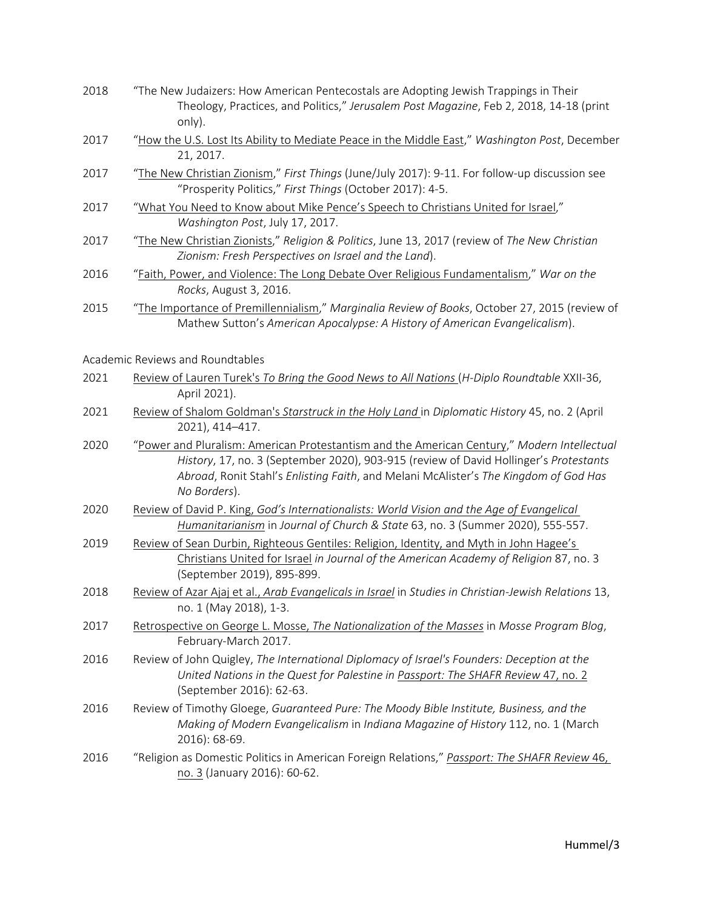2018 "The New Judaizers: How American Pentecostals are Adopting Jewish Trappings in Their Theology, Practices, and Politics," *Jerusalem Post Magazine*, Feb 2, 2018, 14-18 (print only).

2017 "How the U.S. Lost Its Ability to Mediate Peace in the Middle East," *Washington Post*, December 21, 2017.

2017 "The New Christian Zionism," *First Things* (June/July 2017): 9-11. For follow-up discussion see "Prosperity Politics," *First Things* (October 2017): 4-5.

2017 "What You Need to Know about Mike Pence's Speech to Christians United for Israel," *Washington Post*, July 17, 2017.

2017 "The New Christian Zionists," *Religion & Politics*, June 13, 2017 (review of *The New Christian Zionism: Fresh Perspectives on Israel and the Land*).

2016 "Faith, Power, and Violence: The Long Debate Over Religious Fundamentalism," *War on the Rocks*, August 3, 2016.

2015 "The Importance of Premillennialism," *Marginalia Review of Books*, October 27, 2015 (review of Mathew Sutton's *American Apocalypse: A History of American Evangelicalism*).

Academic Reviews and Roundtables

2021 Review of Lauren Turek's *To Bring the Good News to All Nations* (*H-Diplo Roundtable* XXII-36, April 2021).

2021 Review of Shalom Goldman's *Starstruck in the Holy Land* in *Diplomatic History* 45, no. 2 (April 2021), 414–417.

2020 "Power and Pluralism: American Protestantism and the American Century," *Modern Intellectual History*, 17, no. 3 (September 2020), 903-915 (review of David Hollinger's *Protestants Abroad*, Ronit Stahl's *Enlisting Faith*, and Melani McAlister's *The Kingdom of God Has No Borders*).

2020 Review of David P. King, *God's Internationalists: World Vision and the Age of Evangelical Humanitarianism* in *Journal of Church & State* 63, no. 3 (Summer 2020), 555-557.

2019 Review of Sean Durbin, Righteous Gentiles: Religion, Identity, and Myth in John Hagee's Christians United for Israel *in Journal of the American Academy of Religion* 87, no. 3 (September 2019), 895-899.

2018 Review of Azar Ajaj et al., *Arab Evangelicals in Israel* in *Studies in Christian-Jewish Relations* 13, no. 1 (May 2018), 1-3.

2017 Retrospective on George L. Mosse, *The Nationalization of the Masses* in *Mosse Program Blog*, February-March 2017.

2016 Review of John Quigley, *The International Diplomacy of Israel's Founders: Deception at the United Nations in the Quest for Palestine in* Passport: The SHAFR Review 47, no. 2 (September 2016): 62-63.

2016 Review of Timothy Gloege, *Guaranteed Pure: The Moody Bible Institute, Business, and the Making of Modern Evangelicalism* in *Indiana Magazine of History* 112, no. 1 (March 2016): 68-69.

2016 "Religion as Domestic Politics in American Foreign Relations," *Passport: The SHAFR Review* 46, no. 3 (January 2016): 60-62.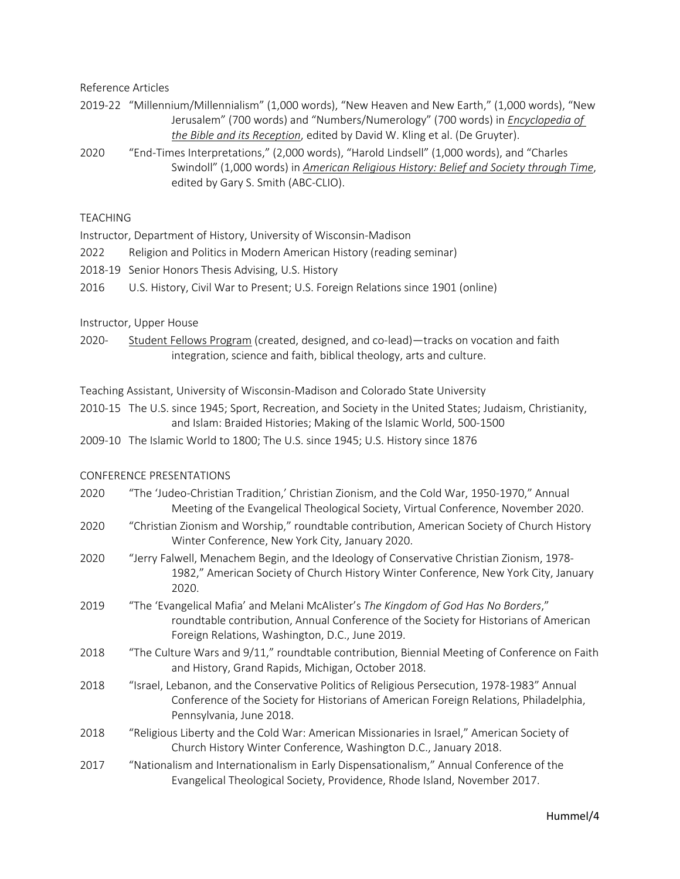Reference Articles

2019-22 "Millennium/Millennialism" (1,000 words), "New Heaven and New Earth," (1,000 words), "New Jerusalem" (700 words) and "Numbers/Numerology" (700 words) in *Encyclopedia of the Bible and its Reception*, edited by David W. Kling et al. (De Gruyter).

2020 "End-Times Interpretations," (2,000 words), "Harold Lindsell" (1,000 words), and "Charles Swindoll" (1,000 words) in *American Religious History: Belief and Society through Time*, edited by Gary S. Smith (ABC-CLIO).

## TEACHING

Instructor, Department of History, University of Wisconsin-Madison

2022 Religion and Politics in Modern American History (reading seminar)

2018-19 Senior Honors Thesis Advising, U.S. History

2016 U.S. History, Civil War to Present; U.S. Foreign Relations since 1901 (online)

Instructor, Upper House

2020- Student Fellows Program (created, designed, and co-lead)—tracks on vocation and faith integration, science and faith, biblical theology, arts and culture.

Teaching Assistant, University of Wisconsin-Madison and Colorado State University

2010-15 The U.S. since 1945; Sport, Recreation, and Society in the United States; Judaism, Christianity, and Islam: Braided Histories; Making of the Islamic World, 500-1500

2009-10 The Islamic World to 1800; The U.S. since 1945; U.S. History since 1876

## CONFERENCE PRESENTATIONS

2020 "The 'Judeo-Christian Tradition,' Christian Zionism, and the Cold War, 1950-1970," Annual Meeting of the Evangelical Theological Society, Virtual Conference, November 2020.

2020 "Christian Zionism and Worship," roundtable contribution, American Society of Church History Winter Conference, New York City, January 2020.

2020 "Jerry Falwell, Menachem Begin, and the Ideology of Conservative Christian Zionism, 1978-1982," American Society of Church History Winter Conference, New York City, January 2020.

2019 "The 'Evangelical Mafia' and Melani McAlister's *The Kingdom of God Has No Borders*," roundtable contribution, Annual Conference of the Society for Historians of American Foreign Relations, Washington, D.C., June 2019.

2018 "The Culture Wars and 9/11," roundtable contribution, Biennial Meeting of Conference on Faith and History, Grand Rapids, Michigan, October 2018.

2018 "Israel, Lebanon, and the Conservative Politics of Religious Persecution, 1978-1983" Annual Conference of the Society for Historians of American Foreign Relations, Philadelphia, Pennsylvania, June 2018.

2018 "Religious Liberty and the Cold War: American Missionaries in Israel," American Society of Church History Winter Conference, Washington D.C., January 2018.

2017 "Nationalism and Internationalism in Early Dispensationalism," Annual Conference of the Evangelical Theological Society, Providence, Rhode Island, November 2017.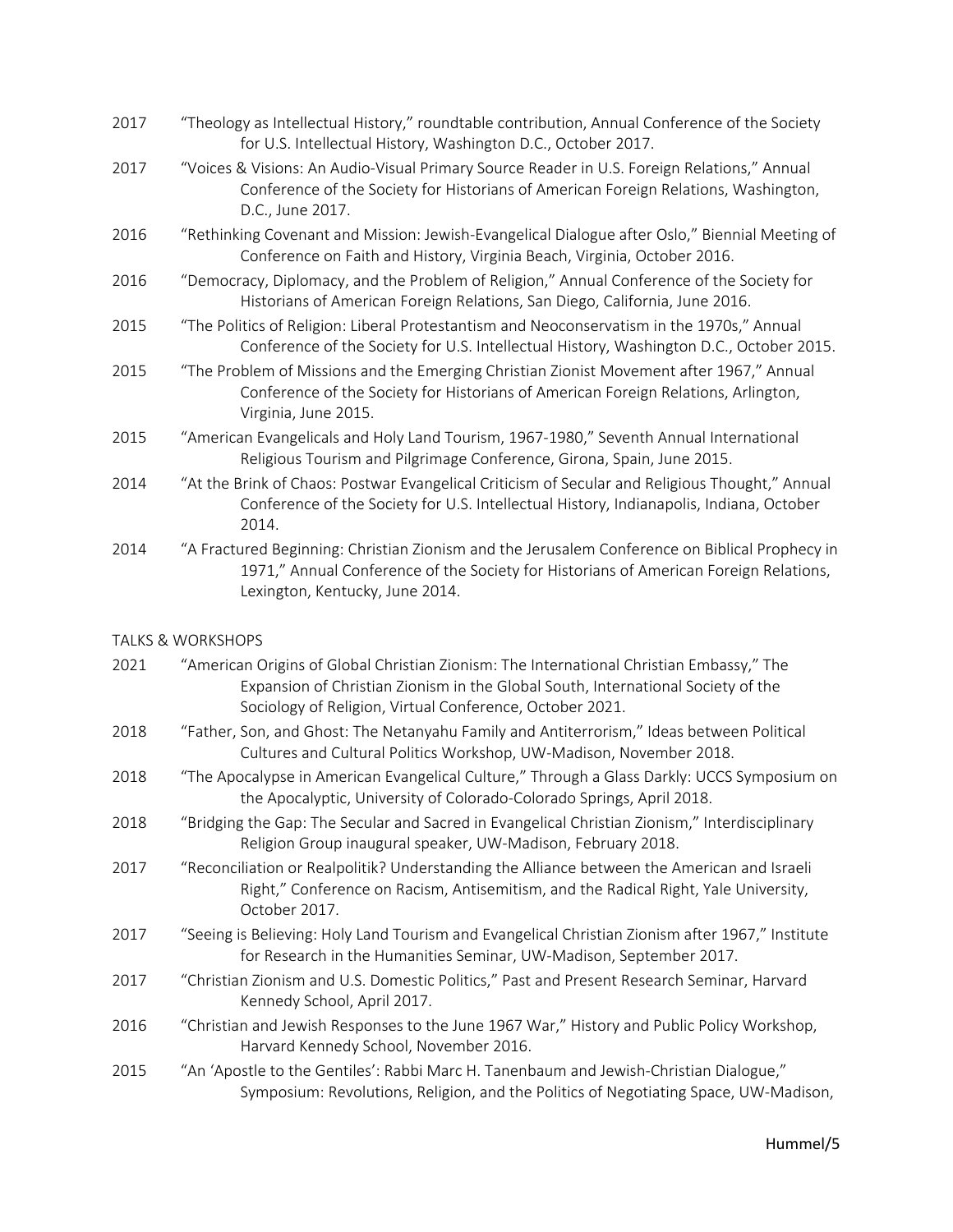2017 "Theology as Intellectual History," roundtable contribution, Annual Conference of the Society for U.S. Intellectual History, Washington D.C., October 2017.

2017 "Voices & Visions: An Audio-Visual Primary Source Reader in U.S. Foreign Relations," Annual Conference of the Society for Historians of American Foreign Relations, Washington, D.C., June 2017.

2016 "Rethinking Covenant and Mission: Jewish-Evangelical Dialogue after Oslo," Biennial Meeting of Conference on Faith and History, Virginia Beach, Virginia, October 2016.

2016 "Democracy, Diplomacy, and the Problem of Religion," Annual Conference of the Society for Historians of American Foreign Relations, San Diego, California, June 2016.

2015 "The Politics of Religion: Liberal Protestantism and Neoconservatism in the 1970s," Annual Conference of the Society for U.S. Intellectual History, Washington D.C., October 2015.

2015 "The Problem of Missions and the Emerging Christian Zionist Movement after 1967," Annual Conference of the Society for Historians of American Foreign Relations, Arlington, Virginia, June 2015.

2015 "American Evangelicals and Holy Land Tourism, 1967-1980," Seventh Annual International Religious Tourism and Pilgrimage Conference, Girona, Spain, June 2015.

2014 "At the Brink of Chaos: Postwar Evangelical Criticism of Secular and Religious Thought," Annual Conference of the Society for U.S. Intellectual History, Indianapolis, Indiana, October 2014.

2014 "A Fractured Beginning: Christian Zionism and the Jerusalem Conference on Biblical Prophecy in 1971," Annual Conference of the Society for Historians of American Foreign Relations, Lexington, Kentucky, June 2014.

## TALKS & WORKSHOPS

2021 "American Origins of Global Christian Zionism: The International Christian Embassy," The Expansion of Christian Zionism in the Global South, International Society of the Sociology of Religion, Virtual Conference, October 2021.

2018 "Father, Son, and Ghost: The Netanyahu Family and Antiterrorism," Ideas between Political Cultures and Cultural Politics Workshop, UW-Madison, November 2018.

2018 "The Apocalypse in American Evangelical Culture," Through a Glass Darkly: UCCS Symposium on the Apocalyptic, University of Colorado-Colorado Springs, April 2018.

2018 "Bridging the Gap: The Secular and Sacred in Evangelical Christian Zionism," Interdisciplinary Religion Group inaugural speaker, UW-Madison, February 2018.

2017 "Reconciliation or Realpolitik? Understanding the Alliance between the American and Israeli Right," Conference on Racism, Antisemitism, and the Radical Right, Yale University, October 2017.

2017 "Seeing is Believing: Holy Land Tourism and Evangelical Christian Zionism after 1967," Institute for Research in the Humanities Seminar, UW-Madison, September 2017.

2017 "Christian Zionism and U.S. Domestic Politics," Past and Present Research Seminar, Harvard Kennedy School, April 2017.

2016 "Christian and Jewish Responses to the June 1967 War," History and Public Policy Workshop, Harvard Kennedy School, November 2016.

2015 "An 'Apostle to the Gentiles': Rabbi Marc H. Tanenbaum and Jewish-Christian Dialogue," Symposium: Revolutions, Religion, and the Politics of Negotiating Space, UW-Madison,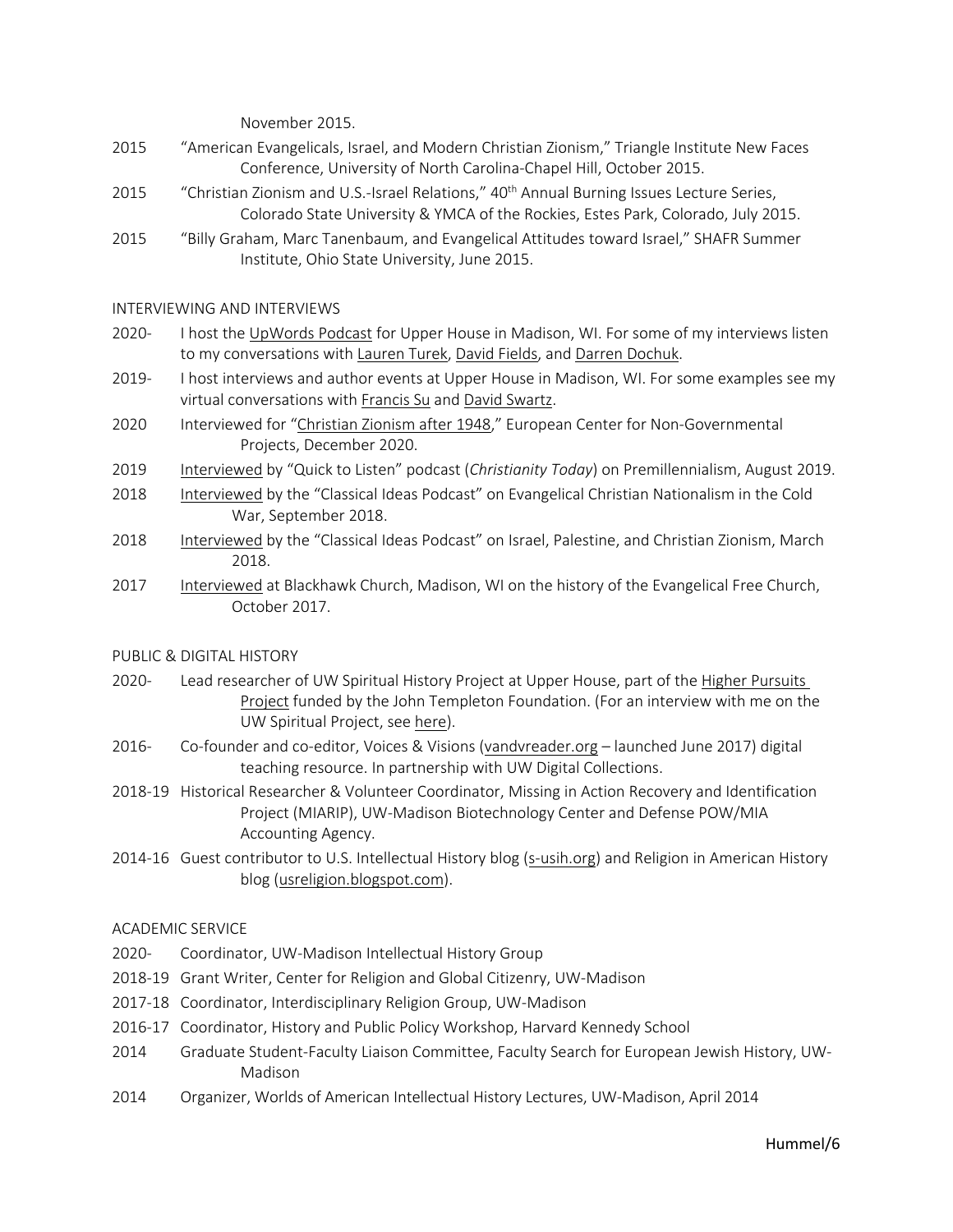November 2015.

2015 "American Evangelicals, Israel, and Modern Christian Zionism," Triangle Institute New Faces Conference, University of North Carolina-Chapel Hill, October 2015.

2015 "Christian Zionism and U.S.-Israel Relations," 40th Annual Burning Issues Lecture Series, Colorado State University & YMCA of the Rockies, Estes Park, Colorado, July 2015.

2015 "Billy Graham, Marc Tanenbaum, and Evangelical Attitudes toward Israel," SHAFR Summer Institute, Ohio State University, June 2015.

## INTERVIEWING AND INTERVIEWS

2020- I host the UpWords Podcast for Upper House in Madison, WI. For some of my interviews listen to my conversations with Lauren Turek, David Fields, and Darren Dochuk.

2019- I host interviews and author events at Upper House in Madison, WI. For some examples see my virtual conversations with Francis Su and David Swartz.

2020 Interviewed for "Christian Zionism after 1948," European Center for Non-Governmental Projects, December 2020.

2019 Interviewed by "Quick to Listen" podcast (*Christianity Today*) on Premillennialism, August 2019.

2018 Interviewed by the "Classical Ideas Podcast" on Evangelical Christian Nationalism in the Cold War, September 2018.

2018 Interviewed by the "Classical Ideas Podcast" on Israel, Palestine, and Christian Zionism, March 2018.

2017 Interviewed at Blackhawk Church, Madison, WI on the history of the Evangelical Free Church, October 2017.

## PUBLIC & DIGITAL HISTORY

2020- Lead researcher of UW Spiritual History Project at Upper House, part of the Higher Pursuits Project funded by the John Templeton Foundation. (For an interview with me on the UW Spiritual Project, see here).

2016- Co-founder and co-editor, Voices & Visions (vandvreader.org – launched June 2017) digital teaching resource. In partnership with UW Digital Collections.

2018-19 Historical Researcher & Volunteer Coordinator, Missing in Action Recovery and Identification Project (MIARIP), UW-Madison Biotechnology Center and Defense POW/MIA Accounting Agency.

2014-16 Guest contributor to U.S. Intellectual History blog (s-usih.org) and Religion in American History blog (usreligion.blogspot.com).

## ACADEMIC SERVICE

2020- Coordinator, UW-Madison Intellectual History Group

2018-19 Grant Writer, Center for Religion and Global Citizenry, UW-Madison

2017-18 Coordinator, Interdisciplinary Religion Group, UW-Madison

2016-17 Coordinator, History and Public Policy Workshop, Harvard Kennedy School

2014 Graduate Student-Faculty Liaison Committee, Faculty Search for European Jewish History, UW-Madison

2014 Organizer, Worlds of American Intellectual History Lectures, UW-Madison, April 2014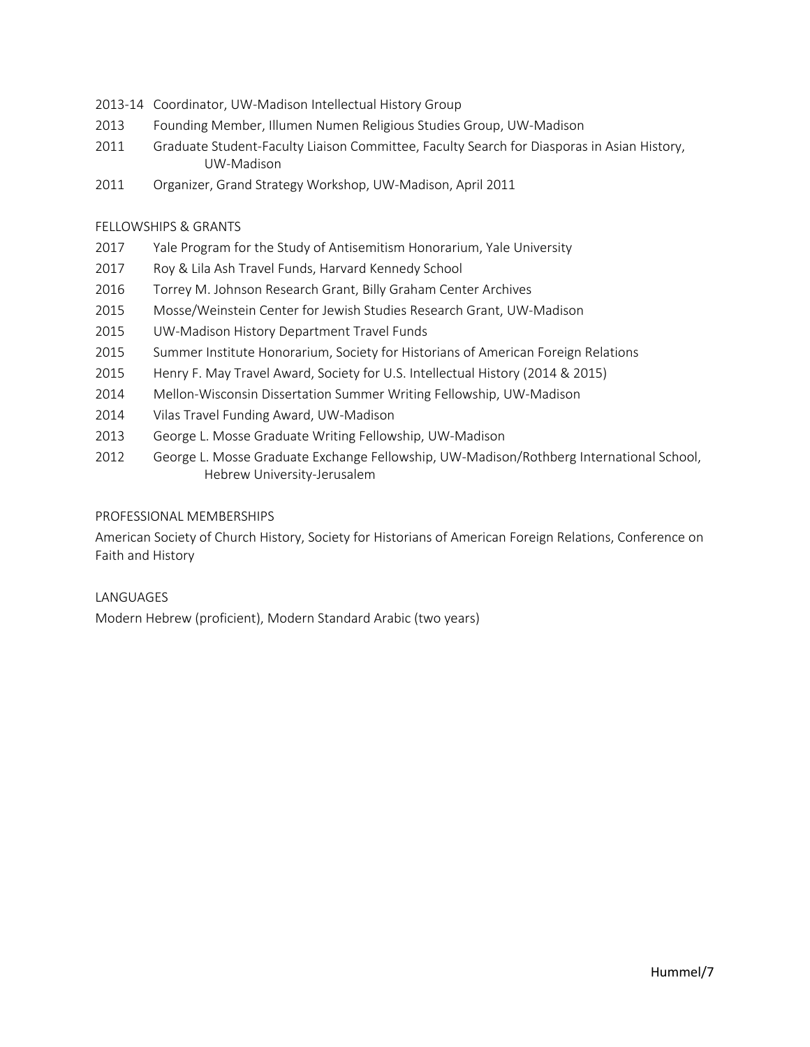2013-14 Coordinator, UW-Madison Intellectual History Group

2013 Founding Member, Illumen Numen Religious Studies Group, UW-Madison

2011 Graduate Student-Faculty Liaison Committee, Faculty Search for Diasporas in Asian History, UW-Madison

2011 Organizer, Grand Strategy Workshop, UW-Madison, April 2011

## FELLOWSHIPS & GRANTS

2017 Yale Program for the Study of Antisemitism Honorarium, Yale University

2017 Roy & Lila Ash Travel Funds, Harvard Kennedy School

2016 Torrey M. Johnson Research Grant, Billy Graham Center Archives

2015 Mosse/Weinstein Center for Jewish Studies Research Grant, UW-Madison

2015 UW-Madison History Department Travel Funds

2015 Summer Institute Honorarium, Society for Historians of American Foreign Relations

2015 Henry F. May Travel Award, Society for U.S. Intellectual History (2014 & 2015)

2014 Mellon-Wisconsin Dissertation Summer Writing Fellowship, UW-Madison

2014 Vilas Travel Funding Award, UW-Madison

2013 George L. Mosse Graduate Writing Fellowship, UW-Madison

2012 George L. Mosse Graduate Exchange Fellowship, UW-Madison/Rothberg International School, Hebrew University-Jerusalem

## PROFESSIONAL MEMBERSHIPS

American Society of Church History, Society for Historians of American Foreign Relations, Conference on Faith and History

## LANGUAGES

Modern Hebrew (proficient), Modern Standard Arabic (two years)